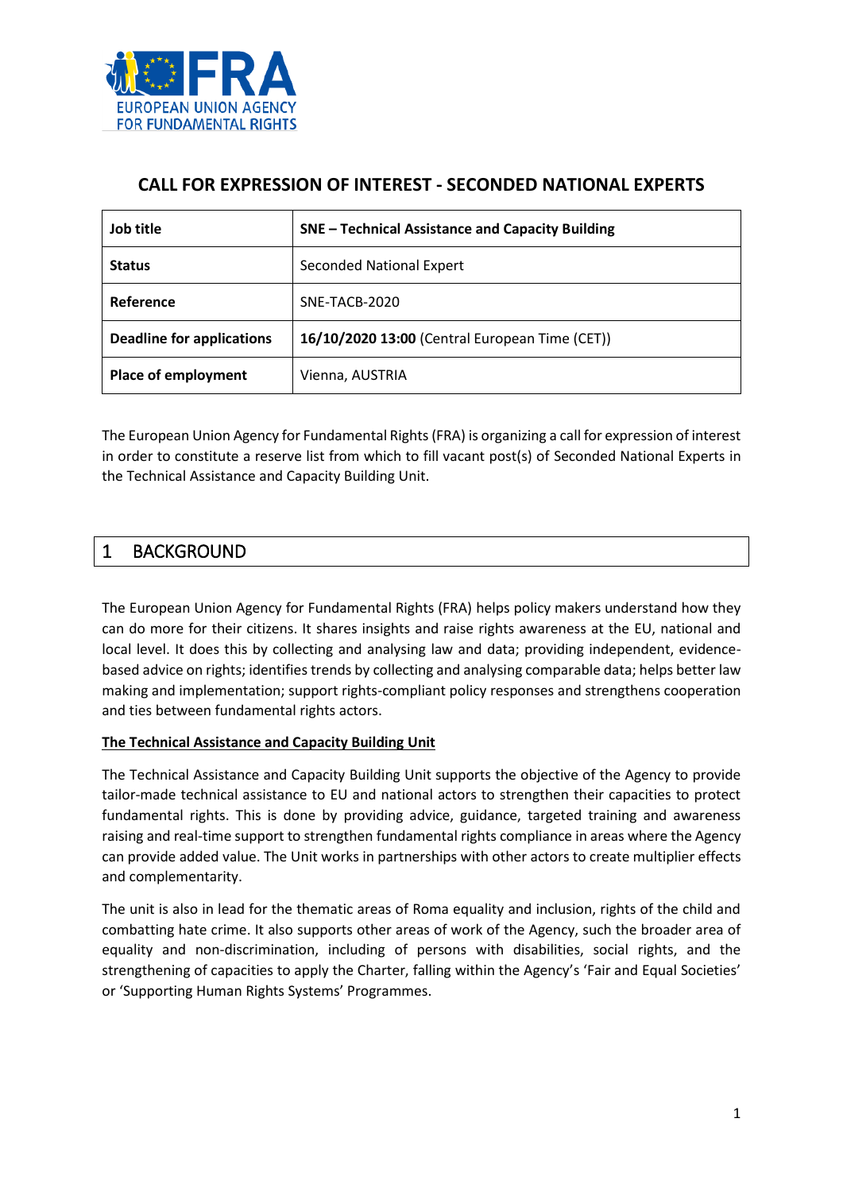EUROPEAN UNION AGENCY FOR FUNDAMENTAL RIGHTS

# CALL FOR EXPRESSION OF INTEREST - SECONDED NATIONAL EXPERTS

| **Job title** | **SNE – Technical Assistance and Capacity Building** |
|---|---|
| **Status** | Seconded National Expert |
| **Reference** | SNE-TACB-2020 |
| **Deadline for applications** | **16/10/2020 13:00** (Central European Time (CET)) |
| **Place of employment** | Vienna, AUSTRIA |

The European Union Agency for Fundamental Rights (FRA) is organizing a call for expression of interest in order to constitute a reserve list from which to fill vacant post(s) of Seconded National Experts in the Technical Assistance and Capacity Building Unit.

## 1 BACKGROUND

The European Union Agency for Fundamental Rights (FRA) helps policy makers understand how they can do more for their citizens. It shares insights and raise rights awareness at the EU, national and local level. It does this by collecting and analysing law and data; providing independent, evidence-based advice on rights; identifies trends by collecting and analysing comparable data; helps better law making and implementation; support rights-compliant policy responses and strengthens cooperation and ties between fundamental rights actors.

**The Technical Assistance and Capacity Building Unit**

The Technical Assistance and Capacity Building Unit supports the objective of the Agency to provide tailor-made technical assistance to EU and national actors to strengthen their capacities to protect fundamental rights. This is done by providing advice, guidance, targeted training and awareness raising and real-time support to strengthen fundamental rights compliance in areas where the Agency can provide added value. The Unit works in partnerships with other actors to create multiplier effects and complementarity.

The unit is also in lead for the thematic areas of Roma equality and inclusion, rights of the child and combatting hate crime. It also supports other areas of work of the Agency, such the broader area of equality and non-discrimination, including of persons with disabilities, social rights, and the strengthening of capacities to apply the Charter, falling within the Agency's 'Fair and Equal Societies' or 'Supporting Human Rights Systems' Programmes.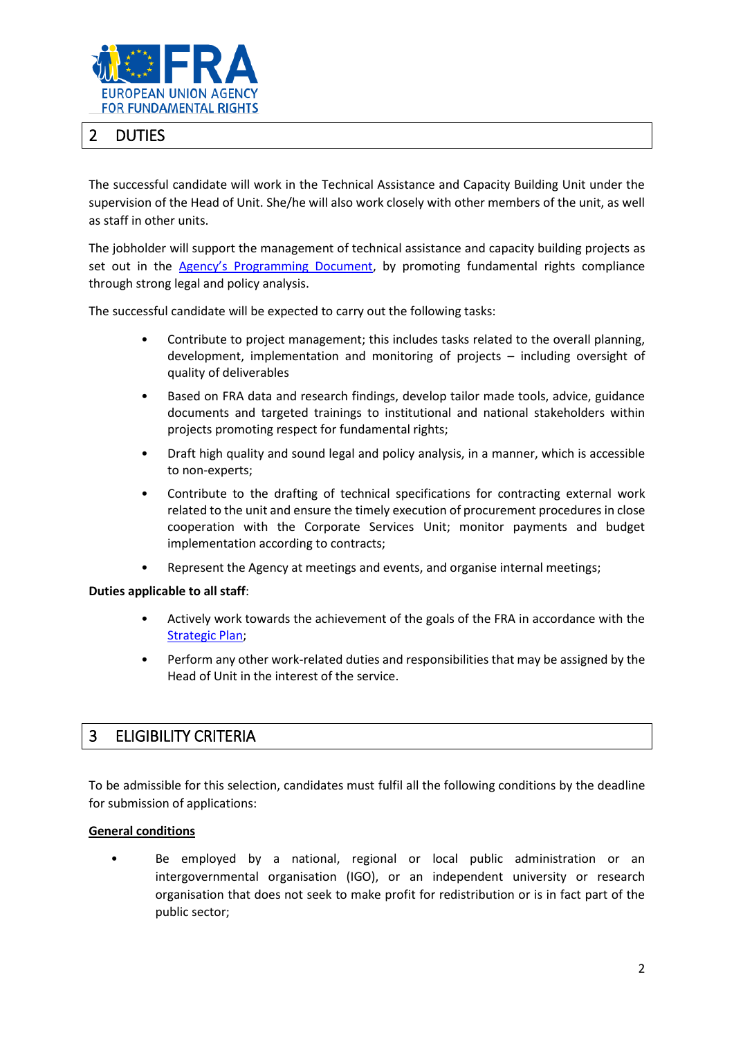## 2 DUTIES

The successful candidate will work in the Technical Assistance and Capacity Building Unit under the supervision of the Head of Unit. She/he will also work closely with other members of the unit, as well as staff in other units.

The jobholder will support the management of technical assistance and capacity building projects as set out in the Agency's Programming Document, by promoting fundamental rights compliance through strong legal and policy analysis.

The successful candidate will be expected to carry out the following tasks:

- Contribute to project management; this includes tasks related to the overall planning, development, implementation and monitoring of projects – including oversight of quality of deliverables
- Based on FRA data and research findings, develop tailor made tools, advice, guidance documents and targeted trainings to institutional and national stakeholders within projects promoting respect for fundamental rights;
- Draft high quality and sound legal and policy analysis, in a manner, which is accessible to non-experts;
- Contribute to the drafting of technical specifications for contracting external work related to the unit and ensure the timely execution of procurement procedures in close cooperation with the Corporate Services Unit; monitor payments and budget implementation according to contracts;
- Represent the Agency at meetings and events, and organise internal meetings;

**Duties applicable to all staff**:

- Actively work towards the achievement of the goals of the FRA in accordance with the Strategic Plan;
- Perform any other work-related duties and responsibilities that may be assigned by the Head of Unit in the interest of the service.

## 3 ELIGIBILITY CRITERIA

To be admissible for this selection, candidates must fulfil all the following conditions by the deadline for submission of applications:

**General conditions**

- Be employed by a national, regional or local public administration or an intergovernmental organisation (IGO), or an independent university or research organisation that does not seek to make profit for redistribution or is in fact part of the public sector;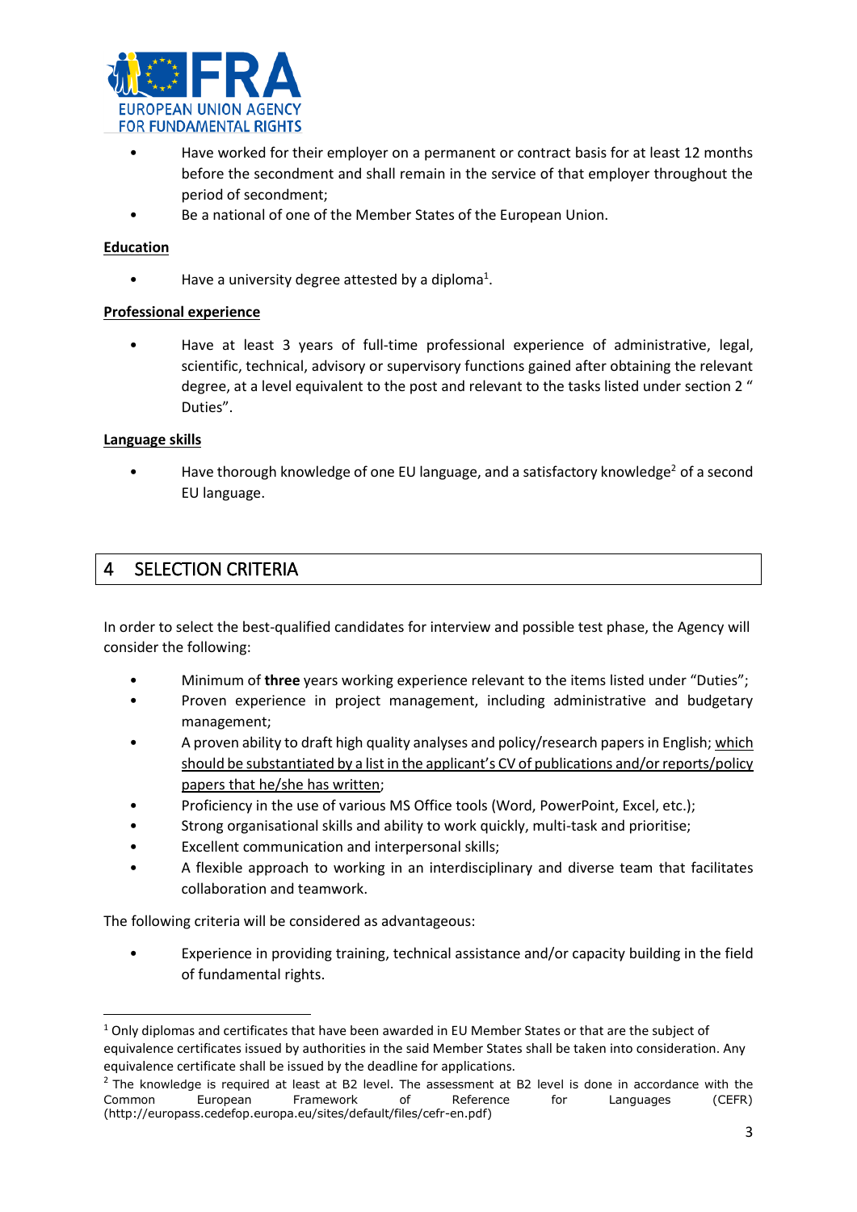- Have worked for their employer on a permanent or contract basis for at least 12 months before the secondment and shall remain in the service of that employer throughout the period of secondment;
- Be a national of one of the Member States of the European Union.

**Education**

- Have a university degree attested by a diploma[1].

**Professional experience**

- Have at least 3 years of full-time professional experience of administrative, legal, scientific, technical, advisory or supervisory functions gained after obtaining the relevant degree, at a level equivalent to the post and relevant to the tasks listed under section 2 " Duties".

**Language skills**

- Have thorough knowledge of one EU language, and a satisfactory knowledge[2] of a second EU language.

## 4 SELECTION CRITERIA

In order to select the best-qualified candidates for interview and possible test phase, the Agency will consider the following:

- Minimum of **three** years working experience relevant to the items listed under "Duties";
- Proven experience in project management, including administrative and budgetary management;
- A proven ability to draft high quality analyses and policy/research papers in English; which should be substantiated by a list in the applicant's CV of publications and/or reports/policy papers that he/she has written;
- Proficiency in the use of various MS Office tools (Word, PowerPoint, Excel, etc.);
- Strong organisational skills and ability to work quickly, multi-task and prioritise;
- Excellent communication and interpersonal skills;
- A flexible approach to working in an interdisciplinary and diverse team that facilitates collaboration and teamwork.

The following criteria will be considered as advantageous:

- Experience in providing training, technical assistance and/or capacity building in the field of fundamental rights.

---

[1] Only diplomas and certificates that have been awarded in EU Member States or that are the subject of equivalence certificates issued by authorities in the said Member States shall be taken into consideration. Any equivalence certificate shall be issued by the deadline for applications.

[2] The knowledge is required at least at B2 level. The assessment at B2 level is done in accordance with the Common European Framework of Reference for Languages (CEFR) (http://europass.cedefop.europa.eu/sites/default/files/cefr-en.pdf)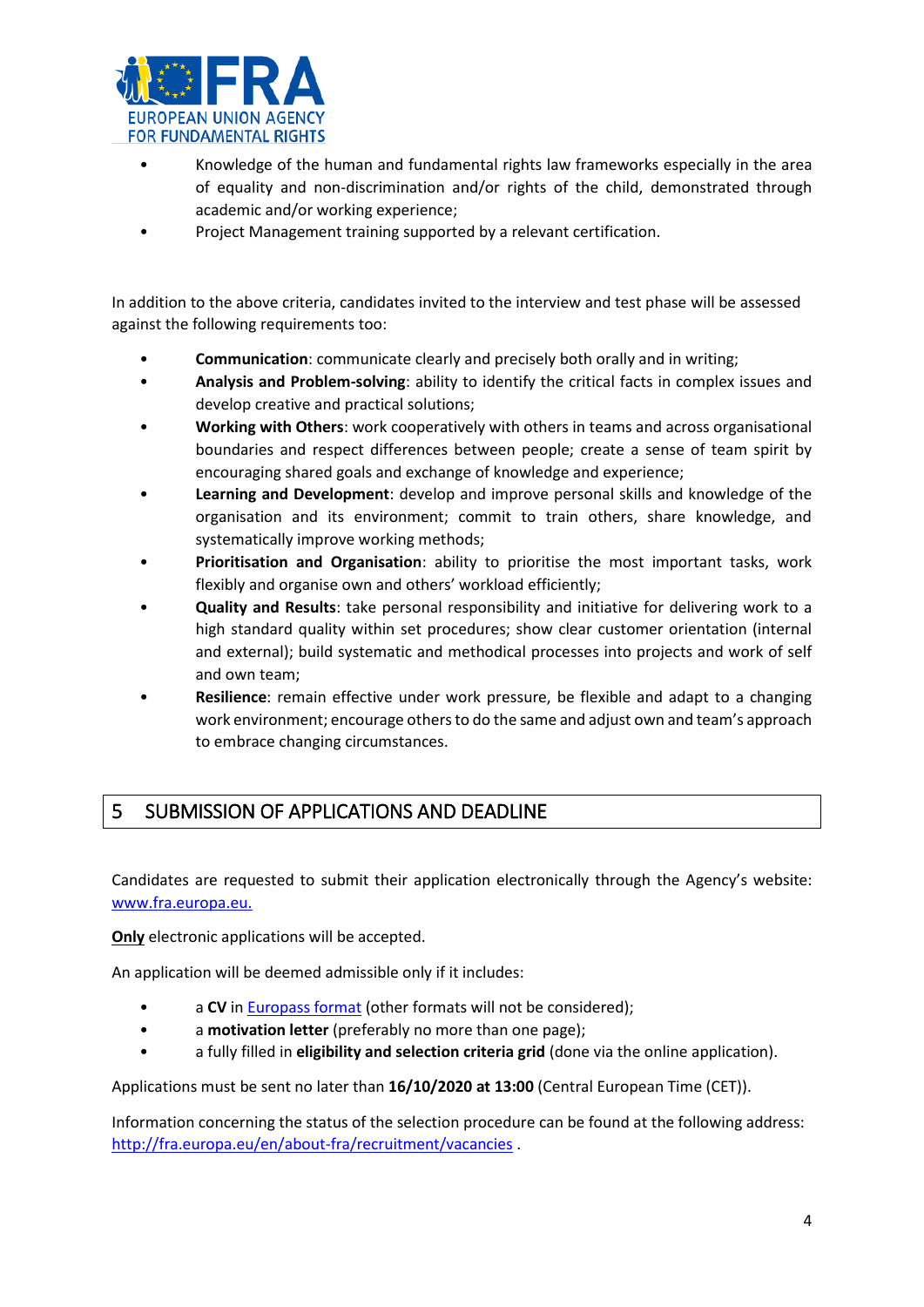- Knowledge of the human and fundamental rights law frameworks especially in the area of equality and non-discrimination and/or rights of the child, demonstrated through academic and/or working experience;
- Project Management training supported by a relevant certification.

In addition to the above criteria, candidates invited to the interview and test phase will be assessed against the following requirements too:

- **Communication**: communicate clearly and precisely both orally and in writing;
- **Analysis and Problem-solving**: ability to identify the critical facts in complex issues and develop creative and practical solutions;
- **Working with Others**: work cooperatively with others in teams and across organisational boundaries and respect differences between people; create a sense of team spirit by encouraging shared goals and exchange of knowledge and experience;
- **Learning and Development**: develop and improve personal skills and knowledge of the organisation and its environment; commit to train others, share knowledge, and systematically improve working methods;
- **Prioritisation and Organisation**: ability to prioritise the most important tasks, work flexibly and organise own and others' workload efficiently;
- **Quality and Results**: take personal responsibility and initiative for delivering work to a high standard quality within set procedures; show clear customer orientation (internal and external); build systematic and methodical processes into projects and work of self and own team;
- **Resilience**: remain effective under work pressure, be flexible and adapt to a changing work environment; encourage others to do the same and adjust own and team's approach to embrace changing circumstances.

## 5 SUBMISSION OF APPLICATIONS AND DEADLINE

Candidates are requested to submit their application electronically through the Agency's website: [www.fra.europa.eu.](http://www.fra.europa.eu)

**Only** electronic applications will be accepted.

An application will be deemed admissible only if it includes:

- a **CV** in Europass format (other formats will not be considered);
- a **motivation letter** (preferably no more than one page);
- a fully filled in **eligibility and selection criteria grid** (done via the online application).

Applications must be sent no later than **16/10/2020 at 13:00** (Central European Time (CET)).

Information concerning the status of the selection procedure can be found at the following address: http://fra.europa.eu/en/about-fra/recruitment/vacancies .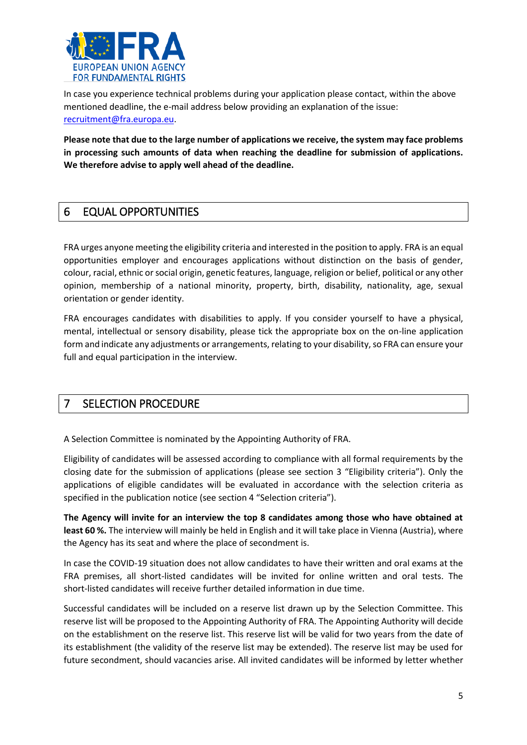In case you experience technical problems during your application please contact, within the above mentioned deadline, the e-mail address below providing an explanation of the issue: recruitment@fra.europa.eu.

**Please note that due to the large number of applications we receive, the system may face problems in processing such amounts of data when reaching the deadline for submission of applications. We therefore advise to apply well ahead of the deadline.**

## 6 EQUAL OPPORTUNITIES

FRA urges anyone meeting the eligibility criteria and interested in the position to apply. FRA is an equal opportunities employer and encourages applications without distinction on the basis of gender, colour, racial, ethnic or social origin, genetic features, language, religion or belief, political or any other opinion, membership of a national minority, property, birth, disability, nationality, age, sexual orientation or gender identity.

FRA encourages candidates with disabilities to apply. If you consider yourself to have a physical, mental, intellectual or sensory disability, please tick the appropriate box on the on-line application form and indicate any adjustments or arrangements, relating to your disability, so FRA can ensure your full and equal participation in the interview.

## 7 SELECTION PROCEDURE

A Selection Committee is nominated by the Appointing Authority of FRA.

Eligibility of candidates will be assessed according to compliance with all formal requirements by the closing date for the submission of applications (please see section 3 "Eligibility criteria"). Only the applications of eligible candidates will be evaluated in accordance with the selection criteria as specified in the publication notice (see section 4 "Selection criteria").

**The Agency will invite for an interview the top 8 candidates among those who have obtained at least 60 %.** The interview will mainly be held in English and it will take place in Vienna (Austria), where the Agency has its seat and where the place of secondment is.

In case the COVID-19 situation does not allow candidates to have their written and oral exams at the FRA premises, all short-listed candidates will be invited for online written and oral tests. The short-listed candidates will receive further detailed information in due time.

Successful candidates will be included on a reserve list drawn up by the Selection Committee. This reserve list will be proposed to the Appointing Authority of FRA. The Appointing Authority will decide on the establishment on the reserve list. This reserve list will be valid for two years from the date of its establishment (the validity of the reserve list may be extended). The reserve list may be used for future secondment, should vacancies arise. All invited candidates will be informed by letter whether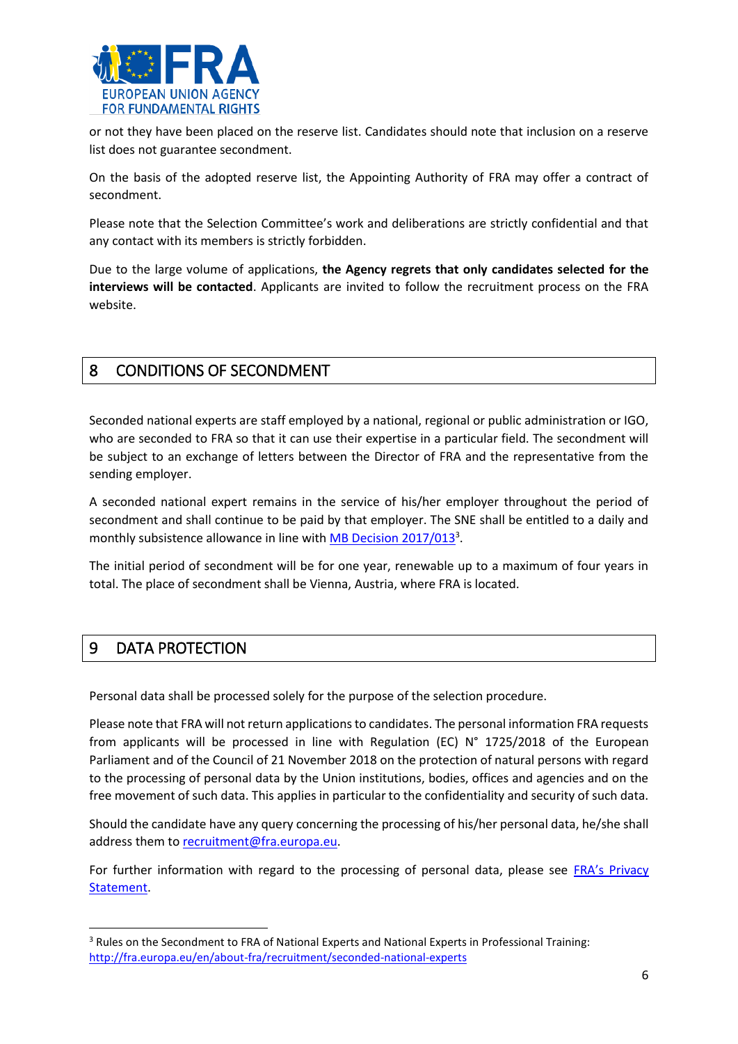or not they have been placed on the reserve list. Candidates should note that inclusion on a reserve list does not guarantee secondment.

On the basis of the adopted reserve list, the Appointing Authority of FRA may offer a contract of secondment.

Please note that the Selection Committee's work and deliberations are strictly confidential and that any contact with its members is strictly forbidden.

Due to the large volume of applications, **the Agency regrets that only candidates selected for the interviews will be contacted**. Applicants are invited to follow the recruitment process on the FRA website.

## 8 CONDITIONS OF SECONDMENT

Seconded national experts are staff employed by a national, regional or public administration or IGO, who are seconded to FRA so that it can use their expertise in a particular field. The secondment will be subject to an exchange of letters between the Director of FRA and the representative from the sending employer.

A seconded national expert remains in the service of his/her employer throughout the period of secondment and shall continue to be paid by that employer. The SNE shall be entitled to a daily and monthly subsistence allowance in line with MB Decision 2017/013[3].

The initial period of secondment will be for one year, renewable up to a maximum of four years in total. The place of secondment shall be Vienna, Austria, where FRA is located.

## 9 DATA PROTECTION

Personal data shall be processed solely for the purpose of the selection procedure.

Please note that FRA will not return applications to candidates. The personal information FRA requests from applicants will be processed in line with Regulation (EC) N° 1725/2018 of the European Parliament and of the Council of 21 November 2018 on the protection of natural persons with regard to the processing of personal data by the Union institutions, bodies, offices and agencies and on the free movement of such data. This applies in particular to the confidentiality and security of such data.

Should the candidate have any query concerning the processing of his/her personal data, he/she shall address them to recruitment@fra.europa.eu.

For further information with regard to the processing of personal data, please see FRA's Privacy Statement.

---

[3] Rules on the Secondment to FRA of National Experts and National Experts in Professional Training: http://fra.europa.eu/en/about-fra/recruitment/seconded-national-experts